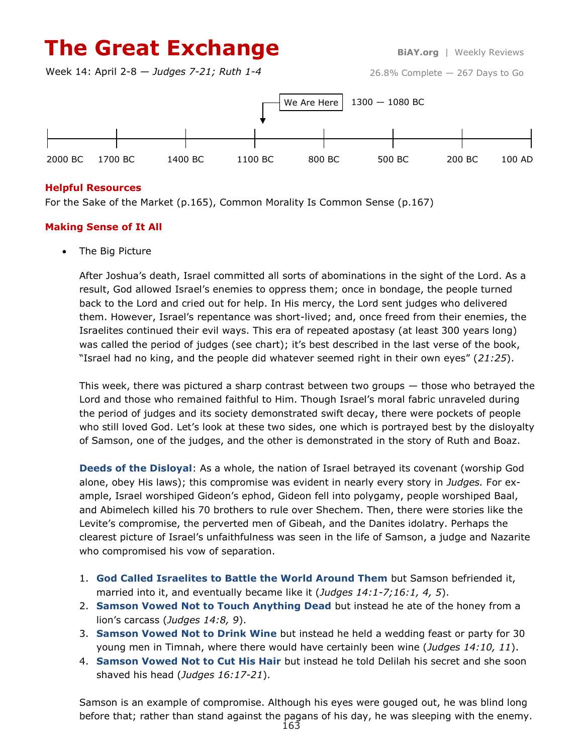# The Great Exchange

**BiAY.org** | Weekly Reviews

Week 14: April 2-8 — *Judges 7-21; Ruth 1-4*

26.8% Complete — 267 Days to Go

We Are Here — 1300 — 1080 BC

2000 BC | 1700 BC | 1400 BC | 1100 BC | 800 BC | 500 BC | 200 BC | 100 AD

### Helpful Resources

For the Sake of the Market (p.165), Common Morality Is Common Sense (p.167)

### Making Sense of It All

- The Big Picture

After Joshua's death, Israel committed all sorts of abominations in the sight of the Lord. As a result, God allowed Israel's enemies to oppress them; once in bondage, the people turned back to the Lord and cried out for help. In His mercy, the Lord sent judges who delivered them. However, Israel's repentance was short-lived; and, once freed from their enemies, the Israelites continued their evil ways. This era of repeated apostasy (at least 300 years long) was called the period of judges (see chart); it's best described in the last verse of the book, "Israel had no king, and the people did whatever seemed right in their own eyes" (*21:25*).

This week, there was pictured a sharp contrast between two groups — those who betrayed the Lord and those who remained faithful to Him. Though Israel's moral fabric unraveled during the period of judges and its society demonstrated swift decay, there were pockets of people who still loved God. Let's look at these two sides, one which is portrayed best by the disloyalty of Samson, one of the judges, and the other is demonstrated in the story of Ruth and Boaz.

**Deeds of the Disloyal**: As a whole, the nation of Israel betrayed its covenant (worship God alone, obey His laws); this compromise was evident in nearly every story in *Judges.* For example, Israel worshiped Gideon's ephod, Gideon fell into polygamy, people worshiped Baal, and Abimelech killed his 70 brothers to rule over Shechem. Then, there were stories like the Levite's compromise, the perverted men of Gibeah, and the Danites idolatry. Perhaps the clearest picture of Israel's unfaithfulness was seen in the life of Samson, a judge and Nazarite who compromised his vow of separation.

1. **God Called Israelites to Battle the World Around Them** but Samson befriended it, married into it, and eventually became like it (*Judges 14:1-7;16:1, 4, 5*).
2. **Samson Vowed Not to Touch Anything Dead** but instead he ate of the honey from a lion's carcass (*Judges 14:8, 9*).
3. **Samson Vowed Not to Drink Wine** but instead he held a wedding feast or party for 30 young men in Timnah, where there would have certainly been wine (*Judges 14:10, 11*).
4. **Samson Vowed Not to Cut His Hair** but instead he told Delilah his secret and she soon shaved his head (*Judges 16:17-21*).

Samson is an example of compromise. Although his eyes were gouged out, he was blind long before that; rather than stand against the pagans of his day, he was sleeping with the enemy.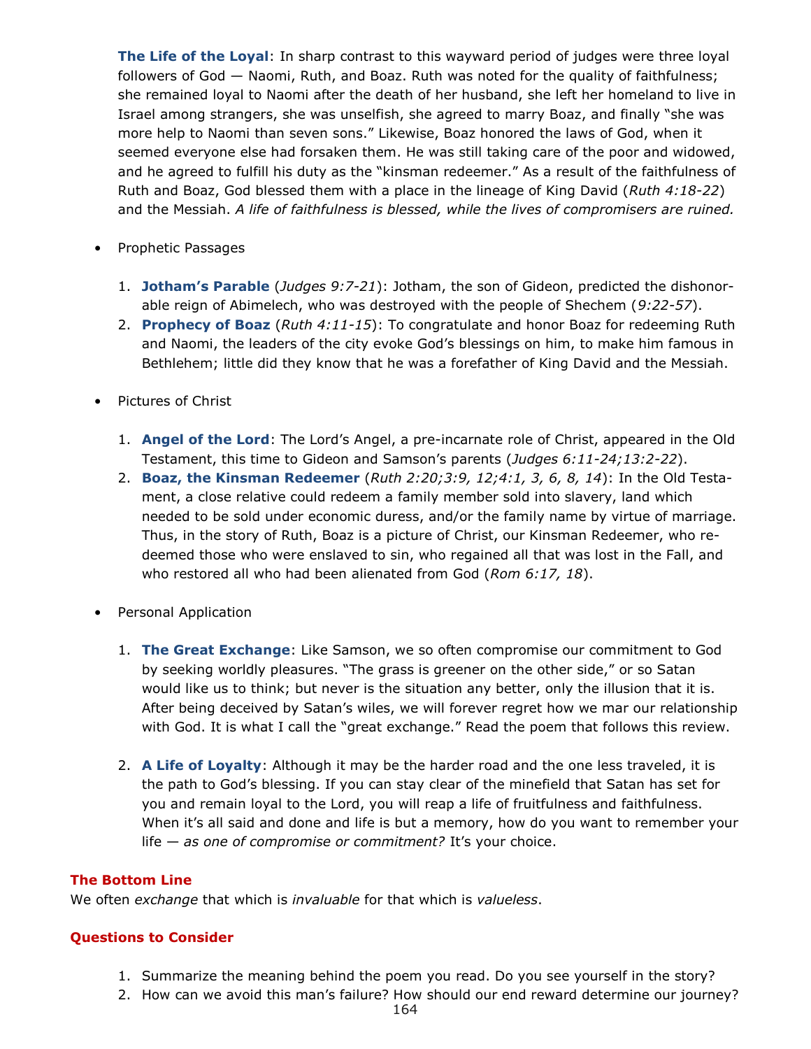**The Life of the Loyal**: In sharp contrast to this wayward period of judges were three loyal followers of God — Naomi, Ruth, and Boaz. Ruth was noted for the quality of faithfulness; she remained loyal to Naomi after the death of her husband, she left her homeland to live in Israel among strangers, she was unselfish, she agreed to marry Boaz, and finally "she was more help to Naomi than seven sons." Likewise, Boaz honored the laws of God, when it seemed everyone else had forsaken them. He was still taking care of the poor and widowed, and he agreed to fulfill his duty as the "kinsman redeemer." As a result of the faithfulness of Ruth and Boaz, God blessed them with a place in the lineage of King David (*Ruth 4:18-22*) and the Messiah. *A life of faithfulness is blessed, while the lives of compromisers are ruined.*

- Prophetic Passages

  1. **Jotham's Parable** (*Judges 9:7-21*): Jotham, the son of Gideon, predicted the dishonorable reign of Abimelech, who was destroyed with the people of Shechem (*9:22-57*).
  2. **Prophecy of Boaz** (*Ruth 4:11-15*): To congratulate and honor Boaz for redeeming Ruth and Naomi, the leaders of the city evoke God's blessings on him, to make him famous in Bethlehem; little did they know that he was a forefather of King David and the Messiah.

- Pictures of Christ

  1. **Angel of the Lord**: The Lord's Angel, a pre-incarnate role of Christ, appeared in the Old Testament, this time to Gideon and Samson's parents (*Judges 6:11-24;13:2-22*).
  2. **Boaz, the Kinsman Redeemer** (*Ruth 2:20;3:9, 12;4:1, 3, 6, 8, 14*): In the Old Testament, a close relative could redeem a family member sold into slavery, land which needed to be sold under economic duress, and/or the family name by virtue of marriage. Thus, in the story of Ruth, Boaz is a picture of Christ, our Kinsman Redeemer, who redeemed those who were enslaved to sin, who regained all that was lost in the Fall, and who restored all who had been alienated from God (*Rom 6:17, 18*).

- Personal Application

  1. **The Great Exchange**: Like Samson, we so often compromise our commitment to God by seeking worldly pleasures. "The grass is greener on the other side," or so Satan would like us to think; but never is the situation any better, only the illusion that it is. After being deceived by Satan's wiles, we will forever regret how we mar our relationship with God. It is what I call the "great exchange." Read the poem that follows this review.

  2. **A Life of Loyalty**: Although it may be the harder road and the one less traveled, it is the path to God's blessing. If you can stay clear of the minefield that Satan has set for you and remain loyal to the Lord, you will reap a life of fruitfulness and faithfulness. When it's all said and done and life is but a memory, how do you want to remember your life — *as one of compromise or commitment?* It's your choice.

## The Bottom Line

We often *exchange* that which is *invaluable* for that which is *valueless*.

## Questions to Consider

1. Summarize the meaning behind the poem you read. Do you see yourself in the story?
2. How can we avoid this man's failure? How should our end reward determine our journey?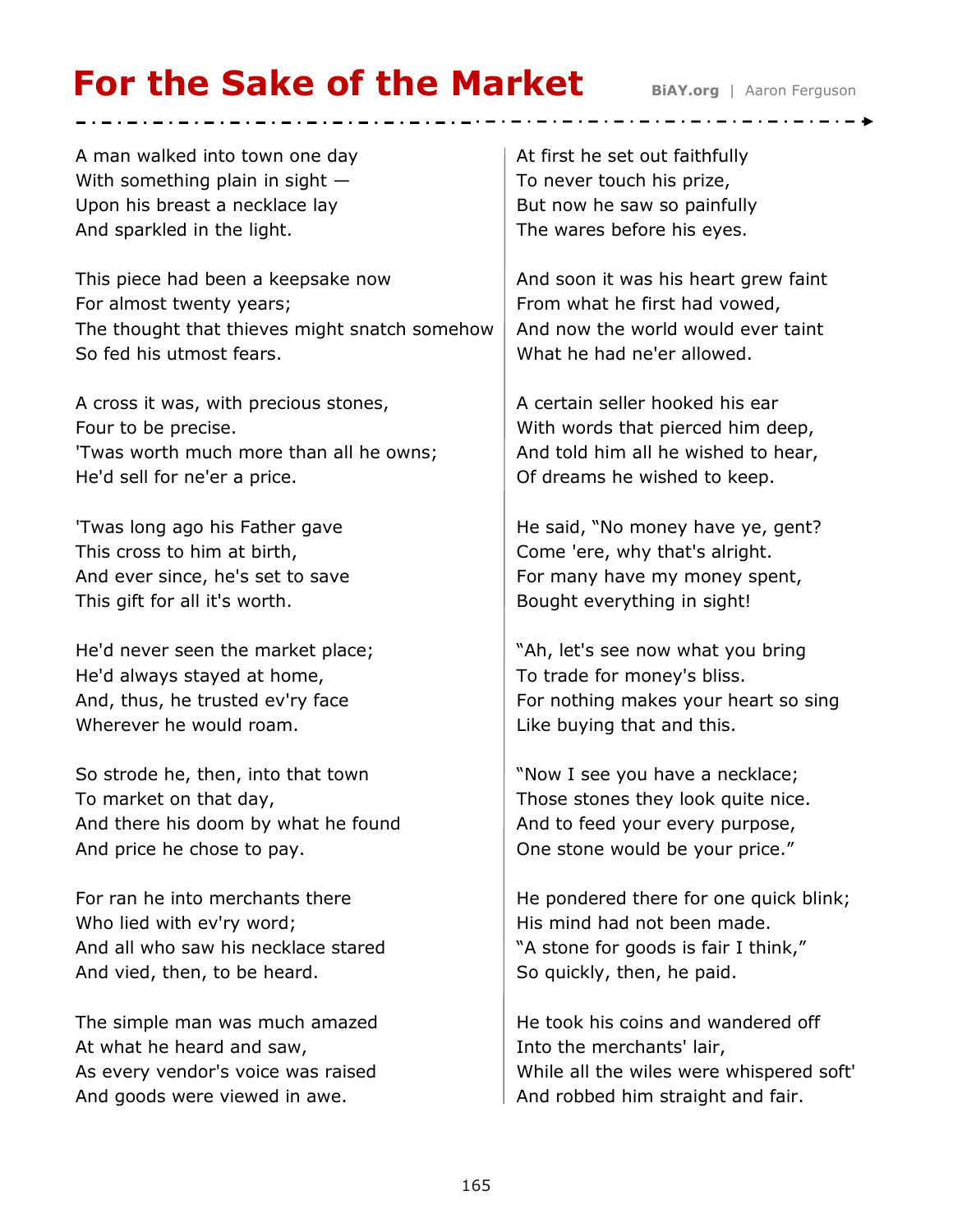# For the Sake of the Market

BiAY.org | Aaron Ferguson

A man walked into town one day
With something plain in sight —
Upon his breast a necklace lay
And sparkled in the light.

This piece had been a keepsake now
For almost twenty years;
The thought that thieves might snatch somehow
So fed his utmost fears.

A cross it was, with precious stones,
Four to be precise.
'Twas worth much more than all he owns;
He'd sell for ne'er a price.

'Twas long ago his Father gave
This cross to him at birth,
And ever since, he's set to save
This gift for all it's worth.

He'd never seen the market place;
He'd always stayed at home,
And, thus, he trusted ev'ry face
Wherever he would roam.

So strode he, then, into that town
To market on that day,
And there his doom by what he found
And price he chose to pay.

For ran he into merchants there
Who lied with ev'ry word;
And all who saw his necklace stared
And vied, then, to be heard.

The simple man was much amazed
At what he heard and saw,
As every vendor's voice was raised
And goods were viewed in awe.

At first he set out faithfully
To never touch his prize,
But now he saw so painfully
The wares before his eyes.

And soon it was his heart grew faint
From what he first had vowed,
And now the world would ever taint
What he had ne'er allowed.

A certain seller hooked his ear
With words that pierced him deep,
And told him all he wished to hear,
Of dreams he wished to keep.

He said, "No money have ye, gent?
Come 'ere, why that's alright.
For many have my money spent,
Bought everything in sight!

"Ah, let's see now what you bring
To trade for money's bliss.
For nothing makes your heart so sing
Like buying that and this.

"Now I see you have a necklace;
Those stones they look quite nice.
And to feed your every purpose,
One stone would be your price."

He pondered there for one quick blink;
His mind had not been made.
"A stone for goods is fair I think,"
So quickly, then, he paid.

He took his coins and wandered off
Into the merchants' lair,
While all the wiles were whispered soft'
And robbed him straight and fair.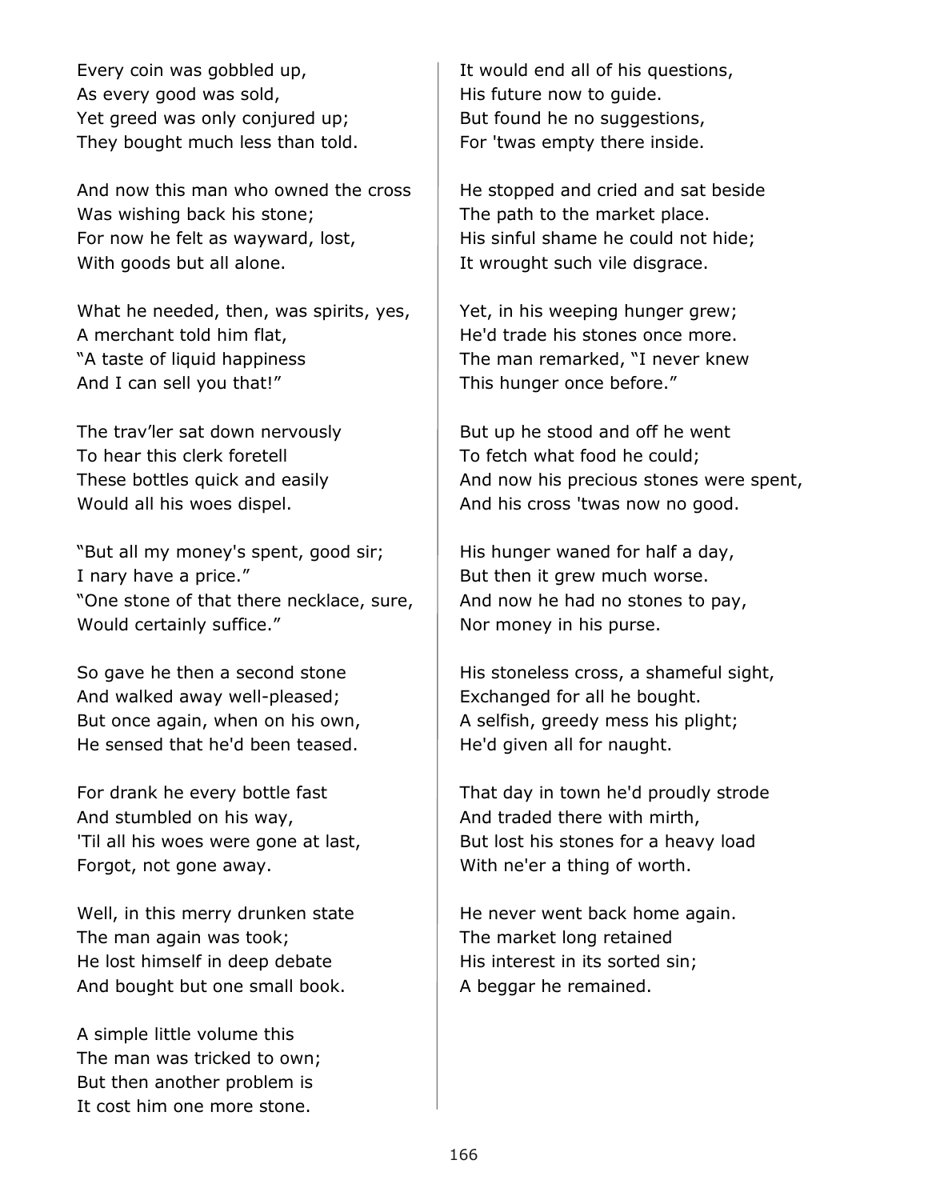Every coin was gobbled up,
As every good was sold,
Yet greed was only conjured up;
They bought much less than told.

And now this man who owned the cross
Was wishing back his stone;
For now he felt as wayward, lost,
With goods but all alone.

What he needed, then, was spirits, yes,
A merchant told him flat,
"A taste of liquid happiness
And I can sell you that!"

The trav'ler sat down nervously
To hear this clerk foretell
These bottles quick and easily
Would all his woes dispel.

"But all my money's spent, good sir;
I nary have a price."
"One stone of that there necklace, sure,
Would certainly suffice."

So gave he then a second stone
And walked away well-pleased;
But once again, when on his own,
He sensed that he'd been teased.

For drank he every bottle fast
And stumbled on his way,
'Til all his woes were gone at last,
Forgot, not gone away.

Well, in this merry drunken state
The man again was took;
He lost himself in deep debate
And bought but one small book.

A simple little volume this
The man was tricked to own;
But then another problem is
It cost him one more stone.

It would end all of his questions,
His future now to guide.
But found he no suggestions,
For 'twas empty there inside.

He stopped and cried and sat beside
The path to the market place.
His sinful shame he could not hide;
It wrought such vile disgrace.

Yet, in his weeping hunger grew;
He'd trade his stones once more.
The man remarked, "I never knew
This hunger once before."

But up he stood and off he went
To fetch what food he could;
And now his precious stones were spent,
And his cross 'twas now no good.

His hunger waned for half a day,
But then it grew much worse.
And now he had no stones to pay,
Nor money in his purse.

His stoneless cross, a shameful sight,
Exchanged for all he bought.
A selfish, greedy mess his plight;
He'd given all for naught.

That day in town he'd proudly strode
And traded there with mirth,
But lost his stones for a heavy load
With ne'er a thing of worth.

He never went back home again.
The market long retained
His interest in its sorted sin;
A beggar he remained.